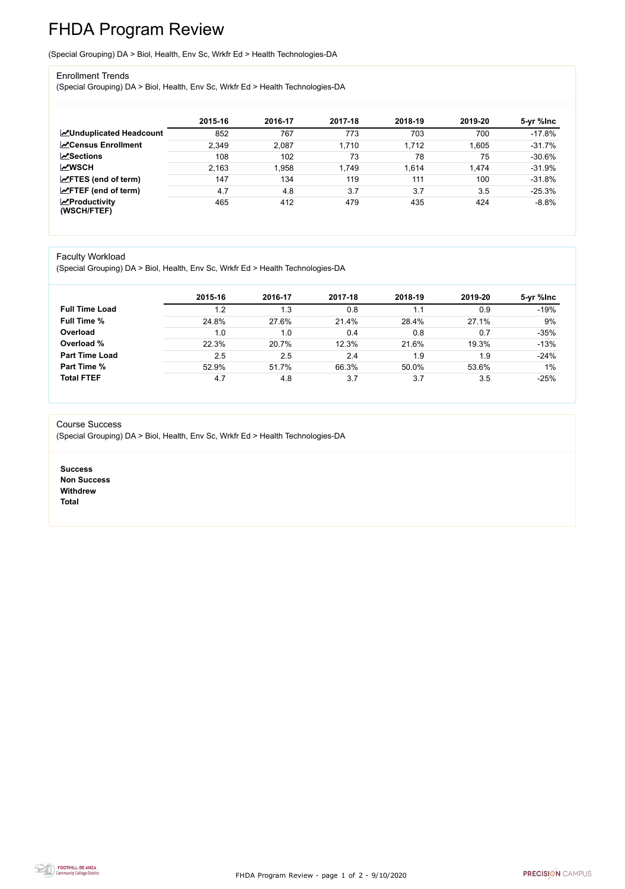# FHDA Program Review

(Special Grouping) DA > Biol, Health, Env Sc, Wrkfr Ed > Health Technologies-DA

## Enrollment Trends

(Special Grouping) DA > Biol, Health, Env Sc, Wrkfr Ed > Health Technologies-DA

| | 2015-16 | 2016-17 | 2017-18 | 2018-19 | 2019-20 | 5-yr %Inc |
|---|---|---|---|---|---|---|
| **Unduplicated Headcount** | 852 | 767 | 773 | 703 | 700 | -17.8% |
| **Census Enrollment** | 2,349 | 2,087 | 1,710 | 1,712 | 1,605 | -31.7% |
| **Sections** | 108 | 102 | 73 | 78 | 75 | -30.6% |
| **WSCH** | 2,163 | 1,958 | 1,749 | 1,614 | 1,474 | -31.9% |
| **FTES (end of term)** | 147 | 134 | 119 | 111 | 100 | -31.8% |
| **FTEF (end of term)** | 4.7 | 4.8 | 3.7 | 3.7 | 3.5 | -25.3% |
| **Productivity (WSCH/FTEF)** | 465 | 412 | 479 | 435 | 424 | -8.8% |

## Faculty Workload

(Special Grouping) DA > Biol, Health, Env Sc, Wrkfr Ed > Health Technologies-DA

| | 2015-16 | 2016-17 | 2017-18 | 2018-19 | 2019-20 | 5-yr %Inc |
|---|---|---|---|---|---|---|
| **Full Time Load** | 1.2 | 1.3 | 0.8 | 1.1 | 0.9 | -19% |
| **Full Time %** | 24.8% | 27.6% | 21.4% | 28.4% | 27.1% | 9% |
| **Overload** | 1.0 | 1.0 | 0.4 | 0.8 | 0.7 | -35% |
| **Overload %** | 22.3% | 20.7% | 12.3% | 21.6% | 19.3% | -13% |
| **Part Time Load** | 2.5 | 2.5 | 2.4 | 1.9 | 1.9 | -24% |
| **Part Time %** | 52.9% | 51.7% | 66.3% | 50.0% | 53.6% | 1% |
| **Total FTEF** | 4.7 | 4.8 | 3.7 | 3.7 | 3.5 | -25% |

## Course Success

(Special Grouping) DA > Biol, Health, Env Sc, Wrkfr Ed > Health Technologies-DA

**Success**
**Non Success**
**Withdrew**
**Total**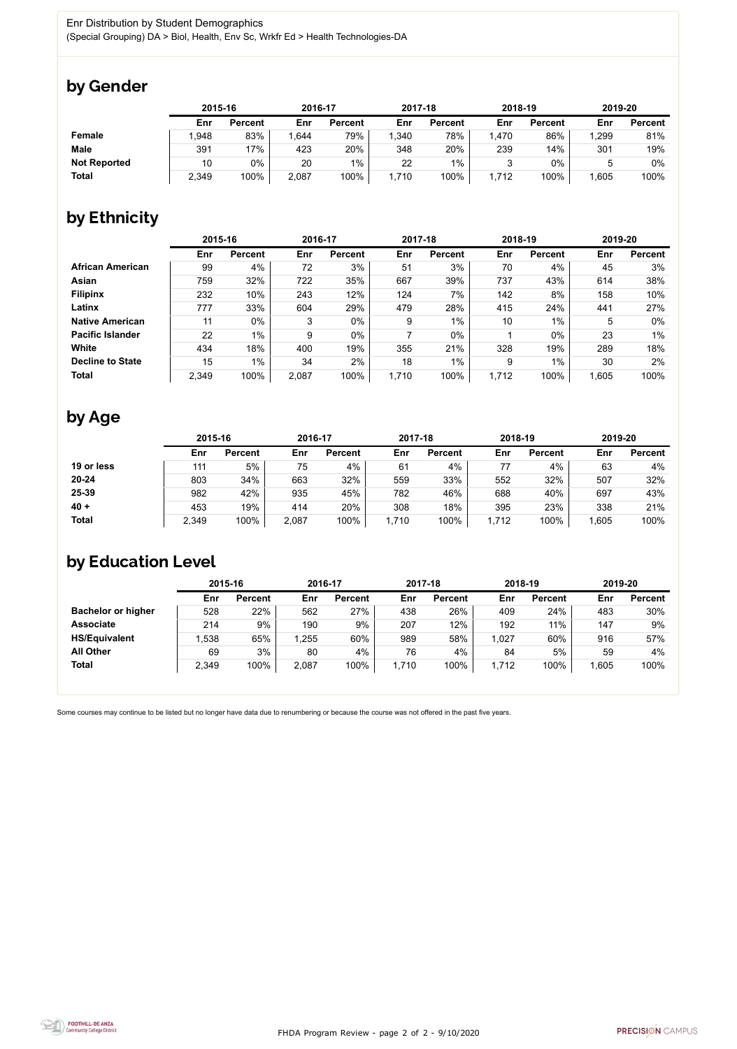Enr Distribution by Student Demographics

(Special Grouping) DA > Biol, Health, Env Sc, Wrkfr Ed > Health Technologies-DA

## by Gender

| | 2015-16 | | 2016-17 | | 2017-18 | | 2018-19 | | 2019-20 | |
|---|---|---|---|---|---|---|---|---|---|---|
| | Enr | Percent | Enr | Percent | Enr | Percent | Enr | Percent | Enr | Percent |
| **Female** | 1,948 | 83% | 1,644 | 79% | 1,340 | 78% | 1,470 | 86% | 1,299 | 81% |
| **Male** | 391 | 17% | 423 | 20% | 348 | 20% | 239 | 14% | 301 | 19% |
| **Not Reported** | 10 | 0% | 20 | 1% | 22 | 1% | 3 | 0% | 5 | 0% |
| **Total** | 2,349 | 100% | 2,087 | 100% | 1,710 | 100% | 1,712 | 100% | 1,605 | 100% |

## by Ethnicity

| | 2015-16 | | 2016-17 | | 2017-18 | | 2018-19 | | 2019-20 | |
|---|---|---|---|---|---|---|---|---|---|---|
| | Enr | Percent | Enr | Percent | Enr | Percent | Enr | Percent | Enr | Percent |
| **African American** | 99 | 4% | 72 | 3% | 51 | 3% | 70 | 4% | 45 | 3% |
| **Asian** | 759 | 32% | 722 | 35% | 667 | 39% | 737 | 43% | 614 | 38% |
| **Filipinx** | 232 | 10% | 243 | 12% | 124 | 7% | 142 | 8% | 158 | 10% |
| **Latinx** | 777 | 33% | 604 | 29% | 479 | 28% | 415 | 24% | 441 | 27% |
| **Native American** | 11 | 0% | 3 | 0% | 9 | 1% | 10 | 1% | 5 | 0% |
| **Pacific Islander** | 22 | 1% | 9 | 0% | 7 | 0% | 1 | 0% | 23 | 1% |
| **White** | 434 | 18% | 400 | 19% | 355 | 21% | 328 | 19% | 289 | 18% |
| **Decline to State** | 15 | 1% | 34 | 2% | 18 | 1% | 9 | 1% | 30 | 2% |
| **Total** | 2,349 | 100% | 2,087 | 100% | 1,710 | 100% | 1,712 | 100% | 1,605 | 100% |

## by Age

| | 2015-16 | | 2016-17 | | 2017-18 | | 2018-19 | | 2019-20 | |
|---|---|---|---|---|---|---|---|---|---|---|
| | Enr | Percent | Enr | Percent | Enr | Percent | Enr | Percent | Enr | Percent |
| **19 or less** | 111 | 5% | 75 | 4% | 61 | 4% | 77 | 4% | 63 | 4% |
| **20-24** | 803 | 34% | 663 | 32% | 559 | 33% | 552 | 32% | 507 | 32% |
| **25-39** | 982 | 42% | 935 | 45% | 782 | 46% | 688 | 40% | 697 | 43% |
| **40 +** | 453 | 19% | 414 | 20% | 308 | 18% | 395 | 23% | 338 | 21% |
| **Total** | 2,349 | 100% | 2,087 | 100% | 1,710 | 100% | 1,712 | 100% | 1,605 | 100% |

## by Education Level

| | 2015-16 | | 2016-17 | | 2017-18 | | 2018-19 | | 2019-20 | |
|---|---|---|---|---|---|---|---|---|---|---|
| | Enr | Percent | Enr | Percent | Enr | Percent | Enr | Percent | Enr | Percent |
| **Bachelor or higher** | 528 | 22% | 562 | 27% | 438 | 26% | 409 | 24% | 483 | 30% |
| **Associate** | 214 | 9% | 190 | 9% | 207 | 12% | 192 | 11% | 147 | 9% |
| **HS/Equivalent** | 1,538 | 65% | 1,255 | 60% | 989 | 58% | 1,027 | 60% | 916 | 57% |
| **All Other** | 69 | 3% | 80 | 4% | 76 | 4% | 84 | 5% | 59 | 4% |
| **Total** | 2,349 | 100% | 2,087 | 100% | 1,710 | 100% | 1,712 | 100% | 1,605 | 100% |

Some courses may continue to be listed but no longer have data due to renumbering or because the course was not offered in the past five years.